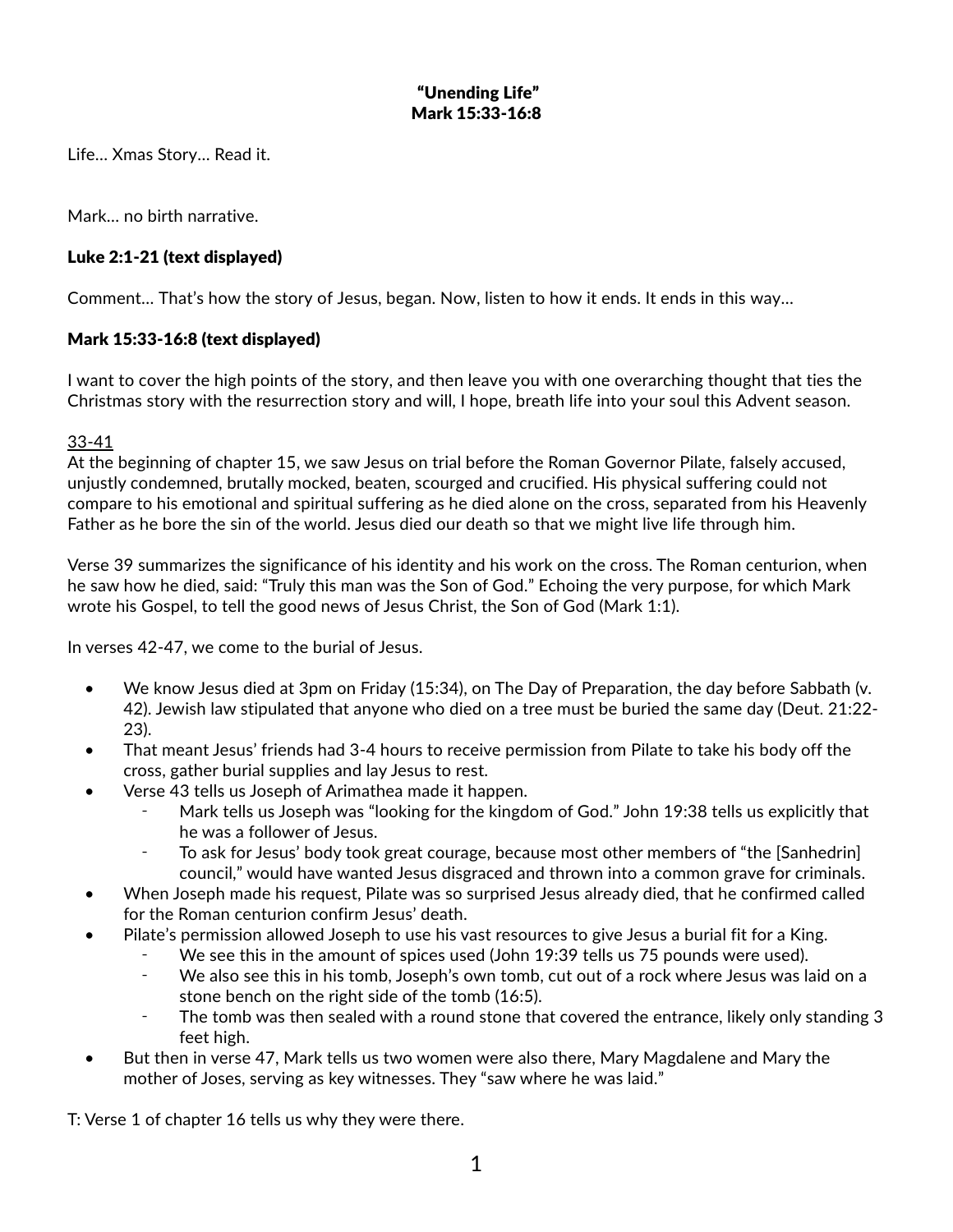**“Unending Life”**
**Mark 15:33-16:8**

Life… Xmas Story… Read it.

Mark… no birth narrative.

**Luke 2:1-21 (text displayed)**

Comment… That’s how the story of Jesus, began. Now, listen to how it ends. It ends in this way…

**Mark 15:33-16:8 (text displayed)**

I want to cover the high points of the story, and then leave you with one overarching thought that ties the Christmas story with the resurrection story and will, I hope, breath life into your soul this Advent season.

<u>33-41</u>
At the beginning of chapter 15, we saw Jesus on trial before the Roman Governor Pilate, falsely accused, unjustly condemned, brutally mocked, beaten, scourged and crucified. His physical suffering could not compare to his emotional and spiritual suffering as he died alone on the cross, separated from his Heavenly Father as he bore the sin of the world. Jesus died our death so that we might live life through him.

Verse 39 summarizes the significance of his identity and his work on the cross. The Roman centurion, when he saw how he died, said: “Truly this man was the Son of God.” Echoing the very purpose, for which Mark wrote his Gospel, to tell the good news of Jesus Christ, the Son of God (Mark 1:1).

In verses 42-47, we come to the burial of Jesus.

- We know Jesus died at 3pm on Friday (15:34), on The Day of Preparation, the day before Sabbath (v. 42). Jewish law stipulated that anyone who died on a tree must be buried the same day (Deut. 21:22-23).
- That meant Jesus’ friends had 3-4 hours to receive permission from Pilate to take his body off the cross, gather burial supplies and lay Jesus to rest.
- Verse 43 tells us Joseph of Arimathea made it happen.
  - Mark tells us Joseph was “looking for the kingdom of God.” John 19:38 tells us explicitly that he was a follower of Jesus.
  - To ask for Jesus’ body took great courage, because most other members of “the [Sanhedrin] council,” would have wanted Jesus disgraced and thrown into a common grave for criminals.
- When Joseph made his request, Pilate was so surprised Jesus already died, that he confirmed called for the Roman centurion confirm Jesus’ death.
- Pilate’s permission allowed Joseph to use his vast resources to give Jesus a burial fit for a King.
  - We see this in the amount of spices used (John 19:39 tells us 75 pounds were used).
  - We also see this in his tomb, Joseph’s own tomb, cut out of a rock where Jesus was laid on a stone bench on the right side of the tomb (16:5).
  - The tomb was then sealed with a round stone that covered the entrance, likely only standing 3 feet high.
- But then in verse 47, Mark tells us two women were also there, Mary Magdalene and Mary the mother of Joses, serving as key witnesses. They “saw where he was laid.”

T: Verse 1 of chapter 16 tells us why they were there.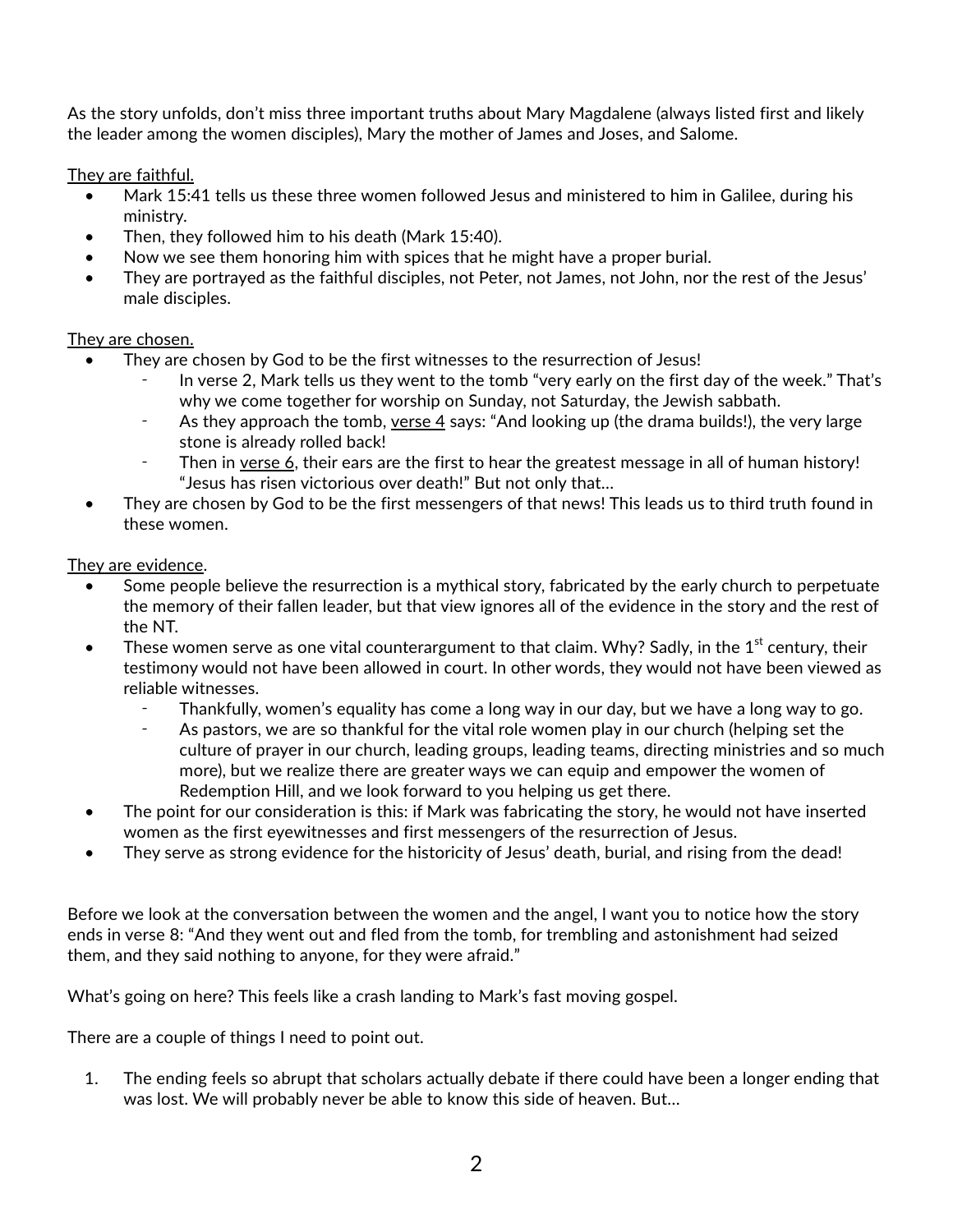As the story unfolds, don't miss three important truths about Mary Magdalene (always listed first and likely the leader among the women disciples), Mary the mother of James and Joses, and Salome.

<u>They are faithful.</u>

- Mark 15:41 tells us these three women followed Jesus and ministered to him in Galilee, during his ministry.
- Then, they followed him to his death (Mark 15:40).
- Now we see them honoring him with spices that he might have a proper burial.
- They are portrayed as the faithful disciples, not Peter, not James, not John, nor the rest of the Jesus' male disciples.

<u>They are chosen.</u>

- They are chosen by God to be the first witnesses to the resurrection of Jesus!
  - In verse 2, Mark tells us they went to the tomb "very early on the first day of the week." That's why we come together for worship on Sunday, not Saturday, the Jewish sabbath.
  - As they approach the tomb, <u>verse 4</u> says: "And looking up (the drama builds!), the very large stone is already rolled back!
  - Then in <u>verse 6</u>, their ears are the first to hear the greatest message in all of human history! "Jesus has risen victorious over death!" But not only that…
- They are chosen by God to be the first messengers of that news! This leads us to third truth found in these women.

<u>They are evidence</u>.

- Some people believe the resurrection is a mythical story, fabricated by the early church to perpetuate the memory of their fallen leader, but that view ignores all of the evidence in the story and the rest of the NT.
- These women serve as one vital counterargument to that claim. Why? Sadly, in the 1st century, their testimony would not have been allowed in court. In other words, they would not have been viewed as reliable witnesses.
  - Thankfully, women's equality has come a long way in our day, but we have a long way to go.
  - As pastors, we are so thankful for the vital role women play in our church (helping set the culture of prayer in our church, leading groups, leading teams, directing ministries and so much more), but we realize there are greater ways we can equip and empower the women of Redemption Hill, and we look forward to you helping us get there.
- The point for our consideration is this: if Mark was fabricating the story, he would not have inserted women as the first eyewitnesses and first messengers of the resurrection of Jesus.
- They serve as strong evidence for the historicity of Jesus' death, burial, and rising from the dead!

Before we look at the conversation between the women and the angel, I want you to notice how the story ends in verse 8: "And they went out and fled from the tomb, for trembling and astonishment had seized them, and they said nothing to anyone, for they were afraid."

What's going on here? This feels like a crash landing to Mark's fast moving gospel.

There are a couple of things I need to point out.

1. The ending feels so abrupt that scholars actually debate if there could have been a longer ending that was lost. We will probably never be able to know this side of heaven. But…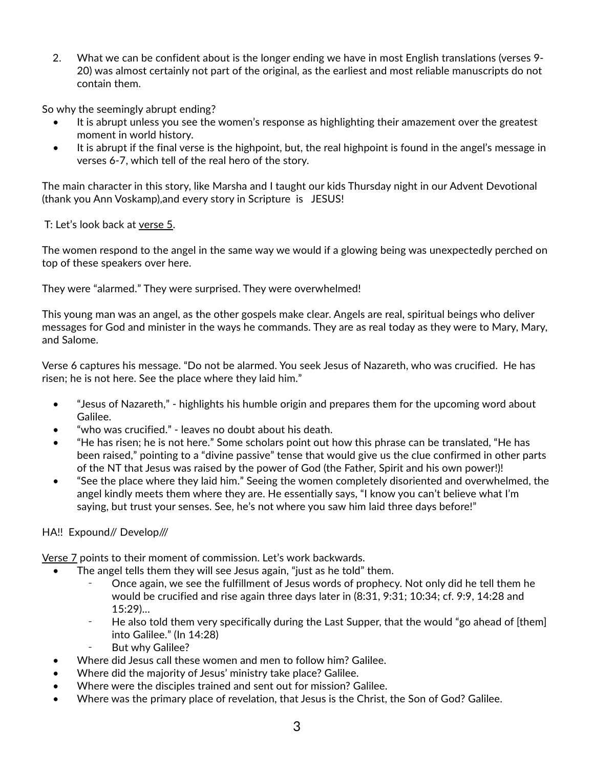2. What we can be confident about is the longer ending we have in most English translations (verses 9-20) was almost certainly not part of the original, as the earliest and most reliable manuscripts do not contain them.

So why the seemingly abrupt ending?

- It is abrupt unless you see the women's response as highlighting their amazement over the greatest moment in world history.
- It is abrupt if the final verse is the highpoint, but, the real highpoint is found in the angel's message in verses 6-7, which tell of the real hero of the story.

The main character in this story, like Marsha and I taught our kids Thursday night in our Advent Devotional (thank you Ann Voskamp),and every story in Scripture is JESUS!

T: Let's look back at <u>verse 5</u>.

The women respond to the angel in the same way we would if a glowing being was unexpectedly perched on top of these speakers over here.

They were "alarmed." They were surprised. They were overwhelmed!

This young man was an angel, as the other gospels make clear. Angels are real, spiritual beings who deliver messages for God and minister in the ways he commands. They are as real today as they were to Mary, Mary, and Salome.

Verse 6 captures his message. "Do not be alarmed. You seek Jesus of Nazareth, who was crucified. He has risen; he is not here. See the place where they laid him."

- "Jesus of Nazareth," - highlights his humble origin and prepares them for the upcoming word about Galilee.
- "who was crucified." - leaves no doubt about his death.
- "He has risen; he is not here." Some scholars point out how this phrase can be translated, "He has been raised," pointing to a "divine passive" tense that would give us the clue confirmed in other parts of the NT that Jesus was raised by the power of God (the Father, Spirit and his own power!)!
- "See the place where they laid him." Seeing the women completely disoriented and overwhelmed, the angel kindly meets them where they are. He essentially says, "I know you can't believe what I'm saying, but trust your senses. See, he's not where you saw him laid three days before!"

HA!! Expound// Develop///

<u>Verse 7</u> points to their moment of commission. Let's work backwards.

- The angel tells them they will see Jesus again, "just as he told" them.
  - Once again, we see the fulfillment of Jesus words of prophecy. Not only did he tell them he would be crucified and rise again three days later in (8:31, 9:31; 10:34; cf. 9:9, 14:28 and 15:29)…
  - He also told them very specifically during the Last Supper, that the would "go ahead of [them] into Galilee." (In 14:28)
  - But why Galilee?
- Where did Jesus call these women and men to follow him? Galilee.
- Where did the majority of Jesus' ministry take place? Galilee.
- Where were the disciples trained and sent out for mission? Galilee.
- Where was the primary place of revelation, that Jesus is the Christ, the Son of God? Galilee.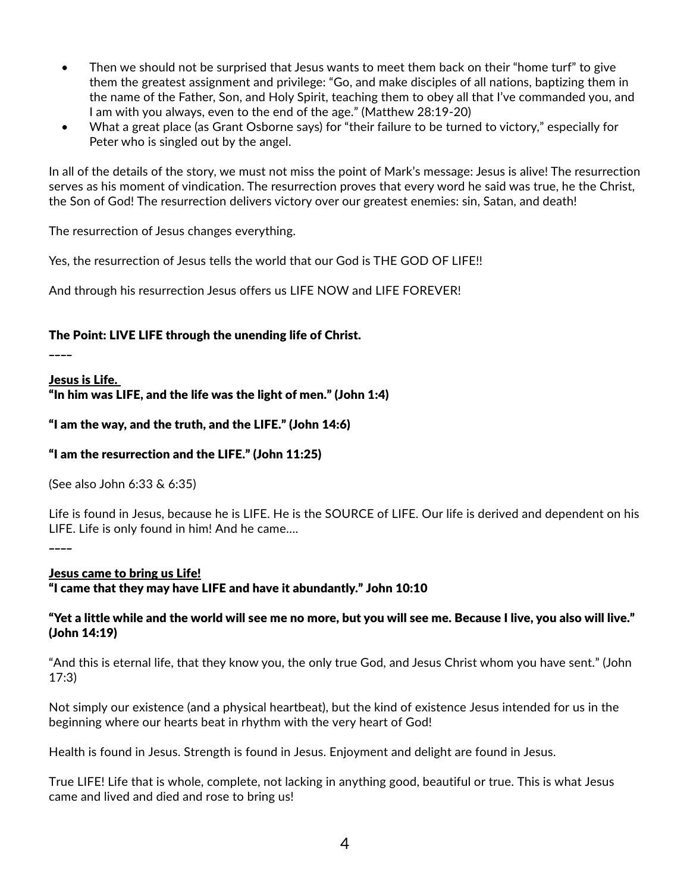- Then we should not be surprised that Jesus wants to meet them back on their "home turf" to give them the greatest assignment and privilege: "Go, and make disciples of all nations, baptizing them in the name of the Father, Son, and Holy Spirit, teaching them to obey all that I've commanded you, and I am with you always, even to the end of the age." (Matthew 28:19-20)
- What a great place (as Grant Osborne says) for "their failure to be turned to victory," especially for Peter who is singled out by the angel.

In all of the details of the story, we must not miss the point of Mark's message: Jesus is alive! The resurrection serves as his moment of vindication. The resurrection proves that every word he said was true, he the Christ, the Son of God! The resurrection delivers victory over our greatest enemies: sin, Satan, and death!

The resurrection of Jesus changes everything.

Yes, the resurrection of Jesus tells the world that our God is THE GOD OF LIFE!!

And through his resurrection Jesus offers us LIFE NOW and LIFE FOREVER!

**The Point: LIVE LIFE through the unending life of Christ.**

––––

**<u>Jesus is Life.</u>**
**"In him was LIFE, and the life was the light of men." (John 1:4)**

**"I am the way, and the truth, and the LIFE." (John 14:6)**

**"I am the resurrection and the LIFE." (John 11:25)**

(See also John 6:33 & 6:35)

Life is found in Jesus, because he is LIFE. He is the SOURCE of LIFE. Our life is derived and dependent on his LIFE. Life is only found in him! And he came….

––––

**<u>Jesus came to bring us Life!</u>**
**"I came that they may have LIFE and have it abundantly." John 10:10**

**"Yet a little while and the world will see me no more, but you will see me. Because I live, you also will live." (John 14:19)**

"And this is eternal life, that they know you, the only true God, and Jesus Christ whom you have sent." (John 17:3)

Not simply our existence (and a physical heartbeat), but the kind of existence Jesus intended for us in the beginning where our hearts beat in rhythm with the very heart of God!

Health is found in Jesus. Strength is found in Jesus. Enjoyment and delight are found in Jesus.

True LIFE! Life that is whole, complete, not lacking in anything good, beautiful or true. This is what Jesus came and lived and died and rose to bring us!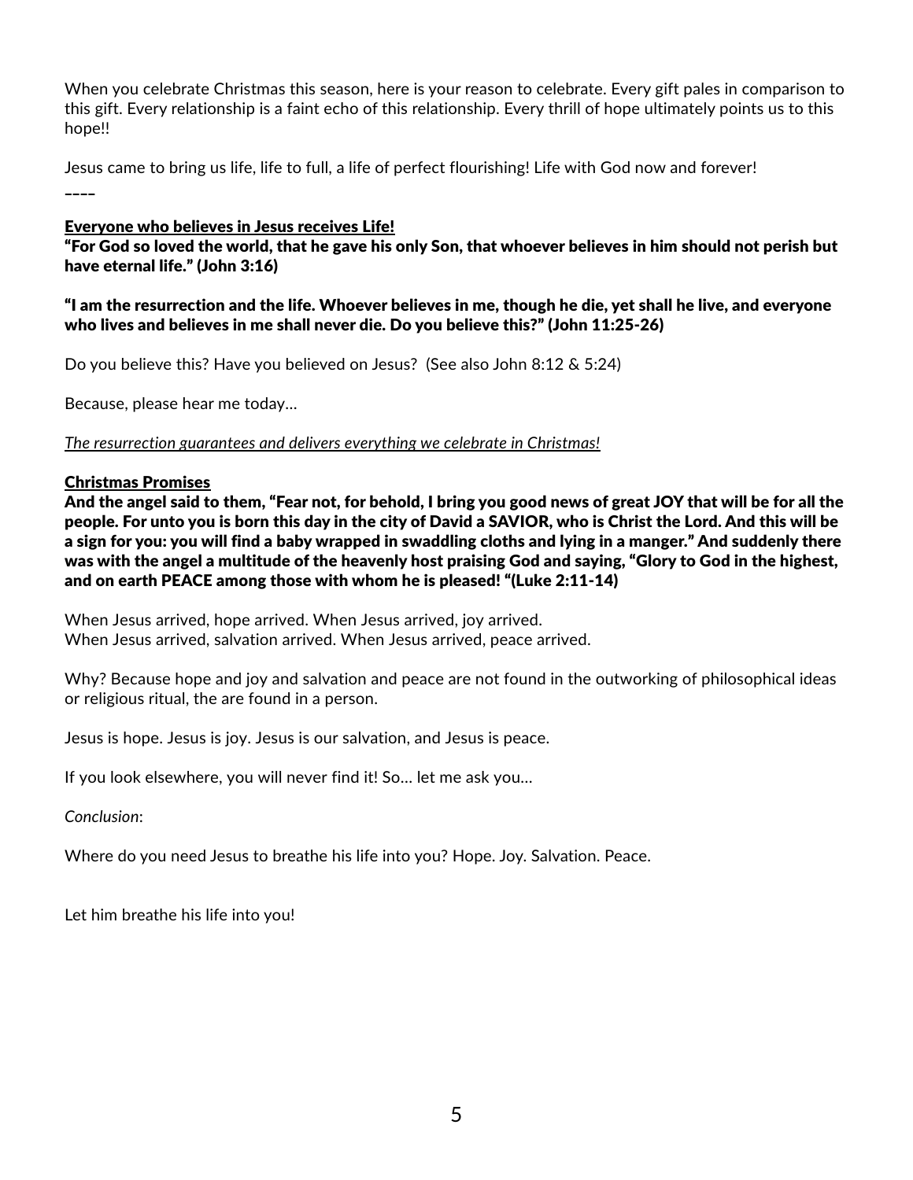When you celebrate Christmas this season, here is your reason to celebrate. Every gift pales in comparison to this gift. Every relationship is a faint echo of this relationship. Every thrill of hope ultimately points us to this hope!!

Jesus came to bring us life, life to full, a life of perfect flourishing! Life with God now and forever!

––––

<u>**Everyone who believes in Jesus receives Life!**</u>

**“For God so loved the world, that he gave his only Son, that whoever believes in him should not perish but have eternal life.” (John 3:16)**

**“I am the resurrection and the life. Whoever believes in me, though he die, yet shall he live, and everyone who lives and believes in me shall never die. Do you believe this?” (John 11:25-26)**

Do you believe this? Have you believed on Jesus? (See also John 8:12 & 5:24)

Because, please hear me today…

<u>*The resurrection guarantees and delivers everything we celebrate in Christmas!*</u>

<u>**Christmas Promises**</u>

**And the angel said to them, “Fear not, for behold, I bring you good news of great JOY that will be for all the people. For unto you is born this day in the city of David a SAVIOR, who is Christ the Lord. And this will be a sign for you: you will find a baby wrapped in swaddling cloths and lying in a manger.” And suddenly there was with the angel a multitude of the heavenly host praising God and saying, “Glory to God in the highest, and on earth PEACE among those with whom he is pleased! “(Luke 2:11-14)**

When Jesus arrived, hope arrived. When Jesus arrived, joy arrived.
When Jesus arrived, salvation arrived. When Jesus arrived, peace arrived.

Why? Because hope and joy and salvation and peace are not found in the outworking of philosophical ideas or religious ritual, the are found in a person.

Jesus is hope. Jesus is joy. Jesus is our salvation, and Jesus is peace.

If you look elsewhere, you will never find it! So… let me ask you…

*Conclusion*:

Where do you need Jesus to breathe his life into you? Hope. Joy. Salvation. Peace.

Let him breathe his life into you!